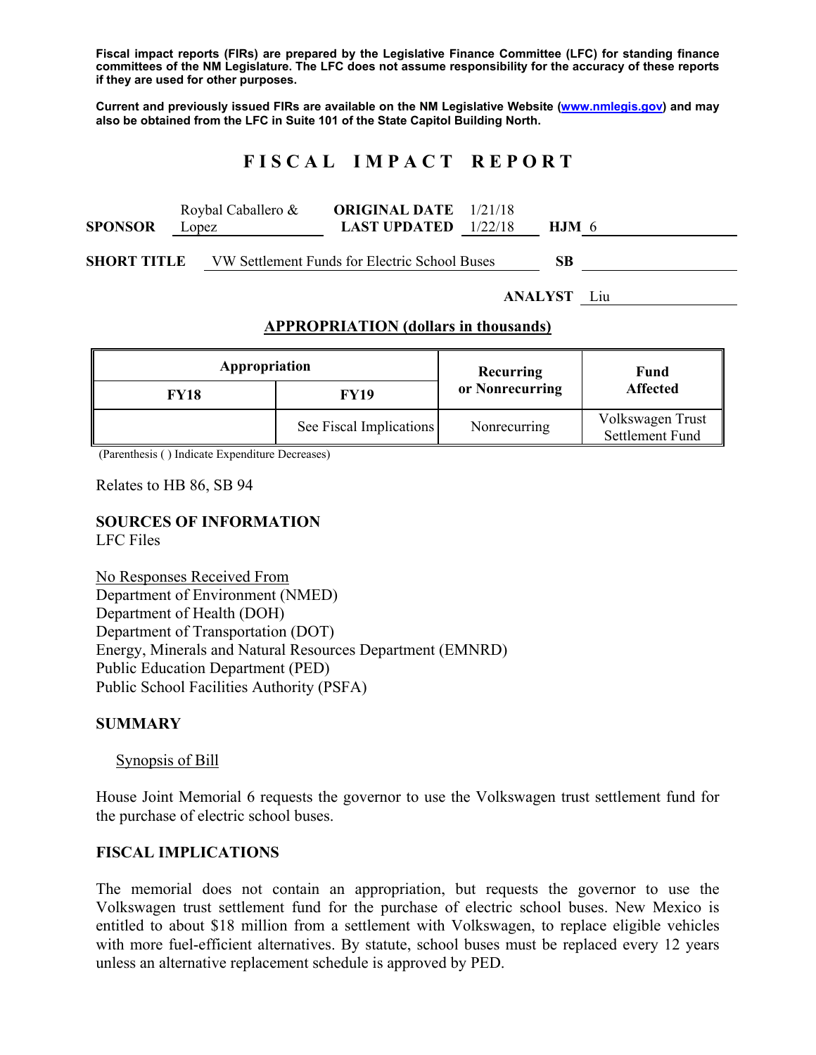**Fiscal impact reports (FIRs) are prepared by the Legislative Finance Committee (LFC) for standing finance committees of the NM Legislature. The LFC does not assume responsibility for the accuracy of these reports if they are used for other purposes.**

**Current and previously issued FIRs are available on the NM Legislative Website (www.nmlegis.gov) and may also be obtained from the LFC in Suite 101 of the State Capitol Building North.**

# F I S C A L I M P A C T R E P O R T

**SPONSOR** Roybal Caballero & Lopez **ORIGINAL DATE** 1/21/18 **LAST UPDATED** 1/22/18 **HJM** 6

**SHORT TITLE** VW Settlement Funds for Electric School Buses **SB**

**ANALYST** Liu

**APPROPRIATION (dollars in thousands)**

| Appropriation | | Recurring or Nonrecurring | Fund Affected |
|---|---|---|---|
| **FY18** | **FY19** | | |
| | See Fiscal Implications | Nonrecurring | Volkswagen Trust Settlement Fund |

(Parenthesis ( ) Indicate Expenditure Decreases)

Relates to HB 86, SB 94

**SOURCES OF INFORMATION**
LFC Files

No Responses Received From
Department of Environment (NMED)
Department of Health (DOH)
Department of Transportation (DOT)
Energy, Minerals and Natural Resources Department (EMNRD)
Public Education Department (PED)
Public School Facilities Authority (PSFA)

## SUMMARY

Synopsis of Bill

House Joint Memorial 6 requests the governor to use the Volkswagen trust settlement fund for the purchase of electric school buses.

## FISCAL IMPLICATIONS

The memorial does not contain an appropriation, but requests the governor to use the Volkswagen trust settlement fund for the purchase of electric school buses. New Mexico is entitled to about $18 million from a settlement with Volkswagen, to replace eligible vehicles with more fuel-efficient alternatives. By statute, school buses must be replaced every 12 years unless an alternative replacement schedule is approved by PED.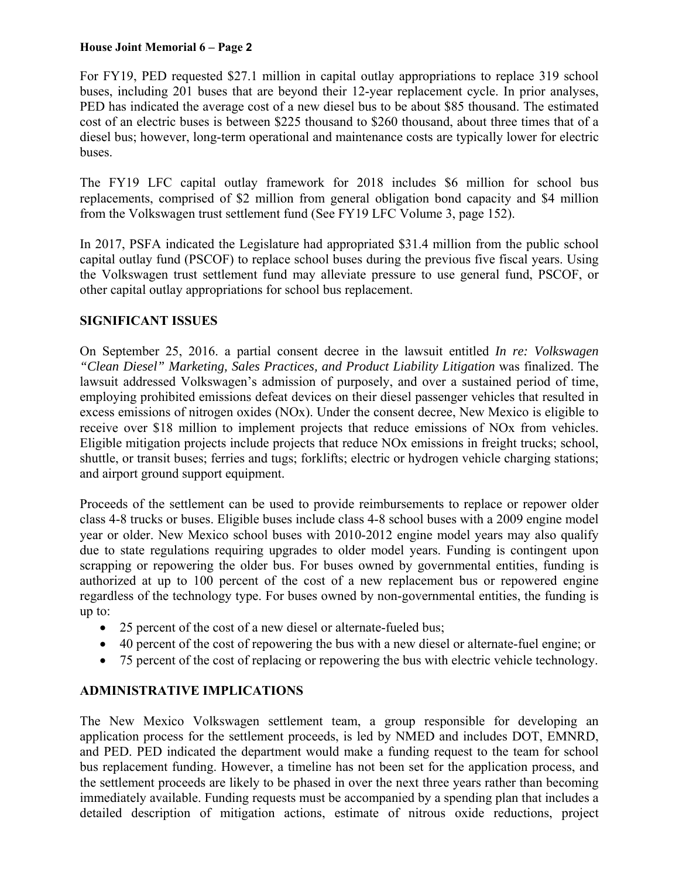For FY19, PED requested $27.1 million in capital outlay appropriations to replace 319 school buses, including 201 buses that are beyond their 12-year replacement cycle. In prior analyses, PED has indicated the average cost of a new diesel bus to be about $85 thousand. The estimated cost of an electric buses is between $225 thousand to $260 thousand, about three times that of a diesel bus; however, long-term operational and maintenance costs are typically lower for electric buses.

The FY19 LFC capital outlay framework for 2018 includes $6 million for school bus replacements, comprised of $2 million from general obligation bond capacity and $4 million from the Volkswagen trust settlement fund (See FY19 LFC Volume 3, page 152).

In 2017, PSFA indicated the Legislature had appropriated $31.4 million from the public school capital outlay fund (PSCOF) to replace school buses during the previous five fiscal years. Using the Volkswagen trust settlement fund may alleviate pressure to use general fund, PSCOF, or other capital outlay appropriations for school bus replacement.

**SIGNIFICANT ISSUES**

On September 25, 2016. a partial consent decree in the lawsuit entitled *In re: Volkswagen "Clean Diesel" Marketing, Sales Practices, and Product Liability Litigation* was finalized. The lawsuit addressed Volkswagen's admission of purposely, and over a sustained period of time, employing prohibited emissions defeat devices on their diesel passenger vehicles that resulted in excess emissions of nitrogen oxides (NOx). Under the consent decree, New Mexico is eligible to receive over $18 million to implement projects that reduce emissions of NOx from vehicles. Eligible mitigation projects include projects that reduce NOx emissions in freight trucks; school, shuttle, or transit buses; ferries and tugs; forklifts; electric or hydrogen vehicle charging stations; and airport ground support equipment.

Proceeds of the settlement can be used to provide reimbursements to replace or repower older class 4-8 trucks or buses. Eligible buses include class 4-8 school buses with a 2009 engine model year or older. New Mexico school buses with 2010-2012 engine model years may also qualify due to state regulations requiring upgrades to older model years. Funding is contingent upon scrapping or repowering the older bus. For buses owned by governmental entities, funding is authorized at up to 100 percent of the cost of a new replacement bus or repowered engine regardless of the technology type. For buses owned by non-governmental entities, the funding is up to:

- 25 percent of the cost of a new diesel or alternate-fueled bus;
- 40 percent of the cost of repowering the bus with a new diesel or alternate-fuel engine; or
- 75 percent of the cost of replacing or repowering the bus with electric vehicle technology.

**ADMINISTRATIVE IMPLICATIONS**

The New Mexico Volkswagen settlement team, a group responsible for developing an application process for the settlement proceeds, is led by NMED and includes DOT, EMNRD, and PED. PED indicated the department would make a funding request to the team for school bus replacement funding. However, a timeline has not been set for the application process, and the settlement proceeds are likely to be phased in over the next three years rather than becoming immediately available. Funding requests must be accompanied by a spending plan that includes a detailed description of mitigation actions, estimate of nitrous oxide reductions, project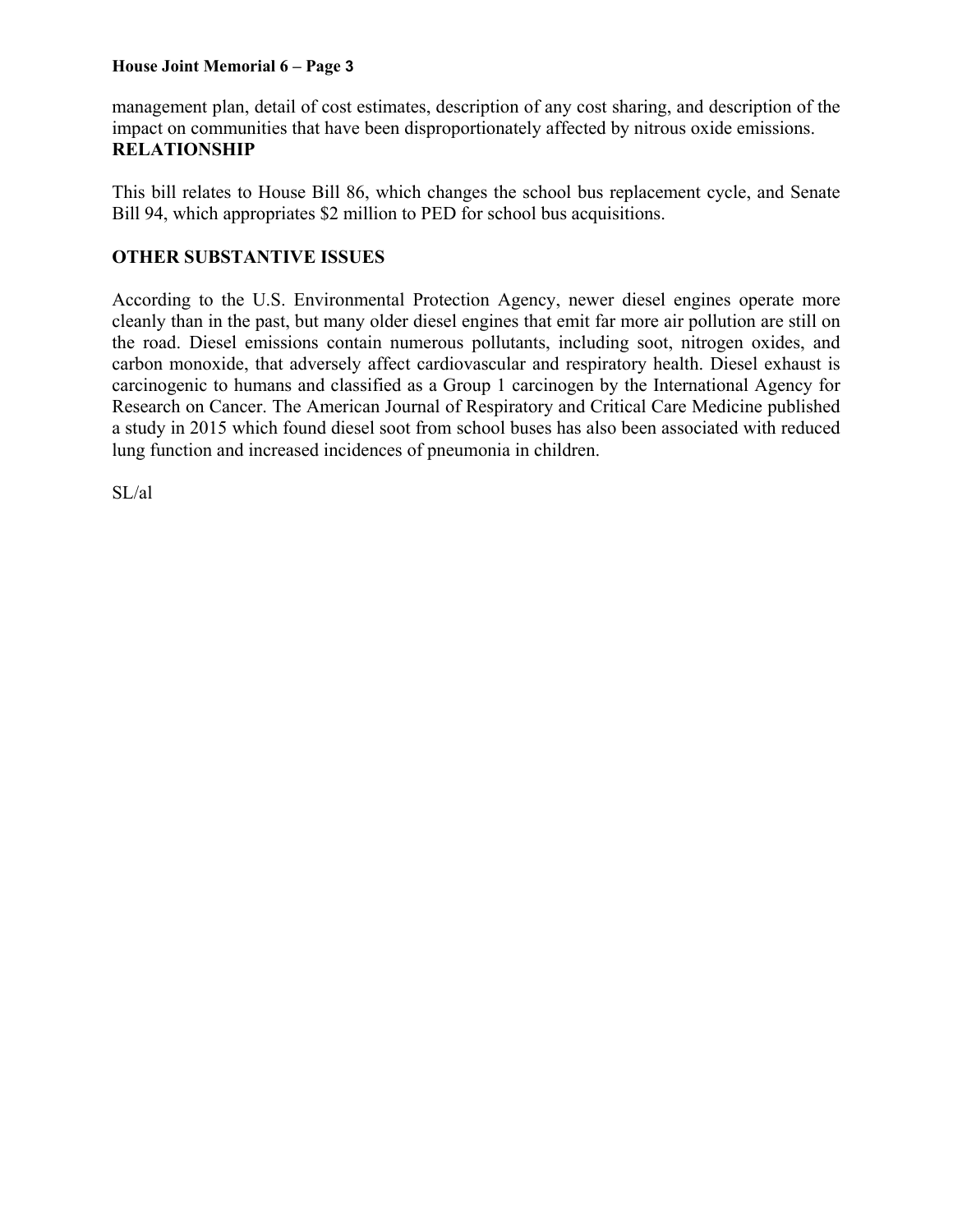management plan, detail of cost estimates, description of any cost sharing, and description of the impact on communities that have been disproportionately affected by nitrous oxide emissions.

**RELATIONSHIP**

This bill relates to House Bill 86, which changes the school bus replacement cycle, and Senate Bill 94, which appropriates $2 million to PED for school bus acquisitions.

**OTHER SUBSTANTIVE ISSUES**

According to the U.S. Environmental Protection Agency, newer diesel engines operate more cleanly than in the past, but many older diesel engines that emit far more air pollution are still on the road. Diesel emissions contain numerous pollutants, including soot, nitrogen oxides, and carbon monoxide, that adversely affect cardiovascular and respiratory health. Diesel exhaust is carcinogenic to humans and classified as a Group 1 carcinogen by the International Agency for Research on Cancer. The American Journal of Respiratory and Critical Care Medicine published a study in 2015 which found diesel soot from school buses has also been associated with reduced lung function and increased incidences of pneumonia in children.

SL/al